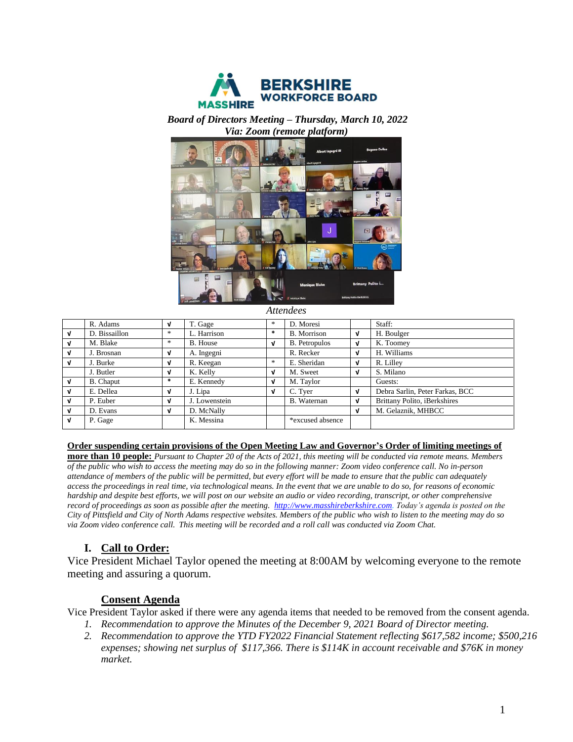**BERKSHIRE WORKFORCE BOARD**

***Board of Directors Meeting – Thursday, March 10, 2022***
***Via: Zoom (remote platform)***

*Attendees*

| | | | | | | | |
|---|---|---|---|---|---|---|---|
| | R. Adams | √ | T. Gage | * | D. Moresi | | Staff: |
| √ | D. Bissaillon | * | L. Harrison | * | B. Morrison | √ | H. Boulger |
| √ | M. Blake | * | B. House | √ | B. Petropulos | √ | K. Toomey |
| √ | J. Brosnan | √ | A. Ingegni | | R. Recker | √ | H. Williams |
| √ | J. Burke | √ | R. Keegan | * | E. Sheridan | √ | R. Lilley |
| | J. Butler | √ | K. Kelly | √ | M. Sweet | √ | S. Milano |
| √ | B. Chaput | * | E. Kennedy | √ | M. Taylor | | Guests: |
| √ | E. Dellea | √ | J. Lipa | √ | C. Tyer | √ | Debra Sarlin, Peter Farkas, BCC |
| √ | P. Euber | √ | J. Lowenstein | | B. Waternan | √ | Brittany Polito, iBerkshires |
| √ | D. Evans | √ | D. McNally | | | √ | M. Gelaznik, MHBCC |
| √ | P. Gage | | K. Messina | | *excused absence | | |

**Order suspending certain provisions of the Open Meeting Law and Governor's Order of limiting meetings of more than 10 people:** *Pursuant to Chapter 20 of the Acts of 2021, this meeting will be conducted via remote means. Members of the public who wish to access the meeting may do so in the following manner: Zoom video conference call. No in-person attendance of members of the public will be permitted, but every effort will be made to ensure that the public can adequately access the proceedings in real time, via technological means. In the event that we are unable to do so, for reasons of economic hardship and despite best efforts, we will post on our website an audio or video recording, transcript, or other comprehensive record of proceedings as soon as possible after the meeting. http://www.masshireberkshire.com. Today's agenda is posted on the City of Pittsfield and City of North Adams respective websites. Members of the public who wish to listen to the meeting may do so via Zoom video conference call. This meeting will be recorded and a roll call was conducted via Zoom Chat.*

## I. Call to Order:

Vice President Michael Taylor opened the meeting at 8:00AM by welcoming everyone to the remote meeting and assuring a quorum.

### Consent Agenda

Vice President Taylor asked if there were any agenda items that needed to be removed from the consent agenda.

1. *Recommendation to approve the Minutes of the December 9, 2021 Board of Director meeting.*
2. *Recommendation to approve the YTD FY2022 Financial Statement reflecting $617,582 income; $500,216 expenses; showing net surplus of $117,366. There is $114K in account receivable and $76K in money market.*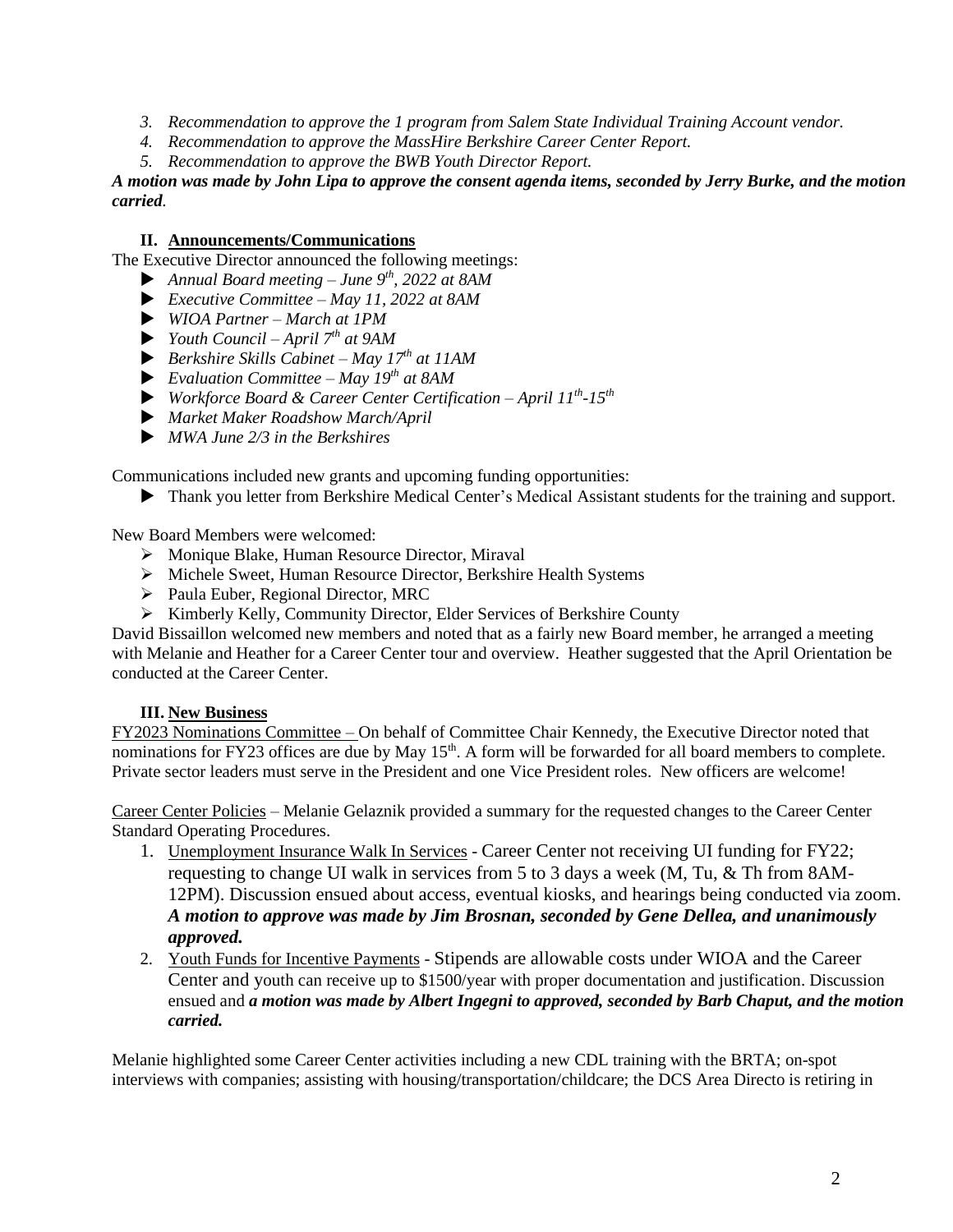3. *Recommendation to approve the 1 program from Salem State Individual Training Account vendor.*
4. *Recommendation to approve the MassHire Berkshire Career Center Report.*
5. *Recommendation to approve the BWB Youth Director Report.*

***A motion was made by John Lipa to approve the consent agenda items, seconded by Jerry Burke, and the motion carried.***

## II. Announcements/Communications

The Executive Director announced the following meetings:

- *Annual Board meeting – June 9th, 2022 at 8AM*
- *Executive Committee – May 11, 2022 at 8AM*
- *WIOA Partner – March at 1PM*
- *Youth Council – April 7th at 9AM*
- *Berkshire Skills Cabinet – May 17th at 11AM*
- *Evaluation Committee – May 19th at 8AM*
- *Workforce Board & Career Center Certification – April 11th-15th*
- *Market Maker Roadshow March/April*
- *MWA June 2/3 in the Berkshires*

Communications included new grants and upcoming funding opportunities:

- Thank you letter from Berkshire Medical Center's Medical Assistant students for the training and support.

New Board Members were welcomed:

- Monique Blake, Human Resource Director, Miraval
- Michele Sweet, Human Resource Director, Berkshire Health Systems
- Paula Euber, Regional Director, MRC
- Kimberly Kelly, Community Director, Elder Services of Berkshire County

David Bissaillon welcomed new members and noted that as a fairly new Board member, he arranged a meeting with Melanie and Heather for a Career Center tour and overview. Heather suggested that the April Orientation be conducted at the Career Center.

## III. New Business

FY2023 Nominations Committee – On behalf of Committee Chair Kennedy, the Executive Director noted that nominations for FY23 offices are due by May 15th. A form will be forwarded for all board members to complete. Private sector leaders must serve in the President and one Vice President roles. New officers are welcome!

Career Center Policies – Melanie Gelaznik provided a summary for the requested changes to the Career Center Standard Operating Procedures.

1. Unemployment Insurance Walk In Services - Career Center not receiving UI funding for FY22; requesting to change UI walk in services from 5 to 3 days a week (M, Tu, & Th from 8AM-12PM). Discussion ensued about access, eventual kiosks, and hearings being conducted via zoom. ***A motion to approve was made by Jim Brosnan, seconded by Gene Dellea, and unanimously approved.***
2. Youth Funds for Incentive Payments - Stipends are allowable costs under WIOA and the Career Center and youth can receive up to $1500/year with proper documentation and justification. Discussion ensued and ***a motion was made by Albert Ingegni to approved, seconded by Barb Chaput, and the motion carried.***

Melanie highlighted some Career Center activities including a new CDL training with the BRTA; on-spot interviews with companies; assisting with housing/transportation/childcare; the DCS Area Directo is retiring in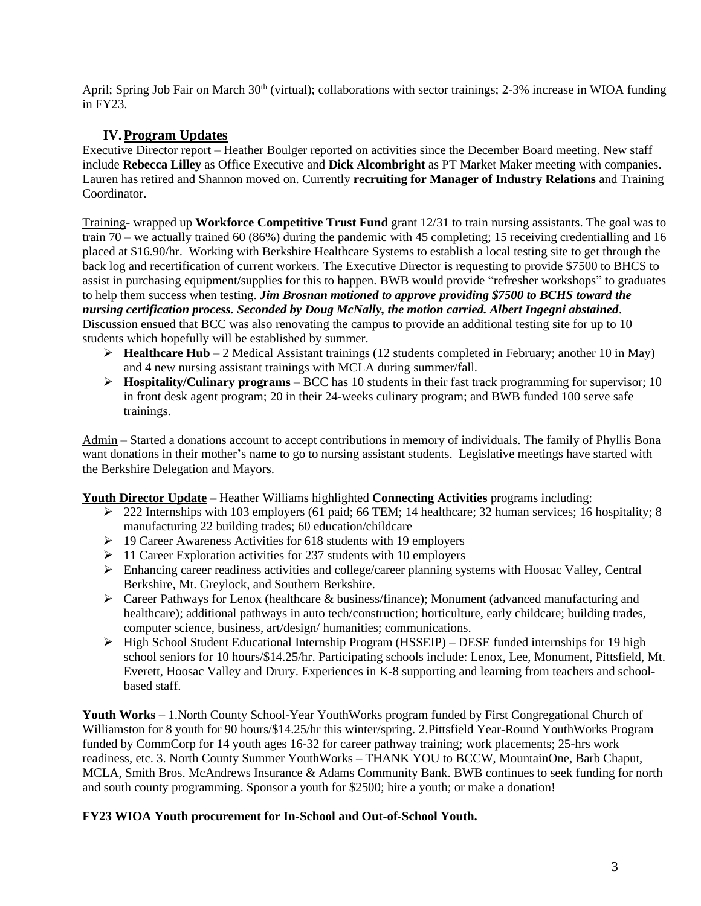April; Spring Job Fair on March 30th (virtual); collaborations with sector trainings; 2-3% increase in WIOA funding in FY23.

## IV. Program Updates

Executive Director report – Heather Boulger reported on activities since the December Board meeting. New staff include **Rebecca Lilley** as Office Executive and **Dick Alcombright** as PT Market Maker meeting with companies. Lauren has retired and Shannon moved on. Currently **recruiting for Manager of Industry Relations** and Training Coordinator.

Training- wrapped up **Workforce Competitive Trust Fund** grant 12/31 to train nursing assistants. The goal was to train 70 – we actually trained 60 (86%) during the pandemic with 45 completing; 15 receiving credentialling and 16 placed at $16.90/hr. Working with Berkshire Healthcare Systems to establish a local testing site to get through the back log and recertification of current workers. The Executive Director is requesting to provide $7500 to BHCS to assist in purchasing equipment/supplies for this to happen. BWB would provide "refresher workshops" to graduates to help them success when testing. ***Jim Brosnan motioned to approve providing $7500 to BCHS toward the nursing certification process. Seconded by Doug McNally, the motion carried. Albert Ingegni abstained***. Discussion ensued that BCC was also renovating the campus to provide an additional testing site for up to 10 students which hopefully will be established by summer.

- **Healthcare Hub** – 2 Medical Assistant trainings (12 students completed in February; another 10 in May) and 4 new nursing assistant trainings with MCLA during summer/fall.
- **Hospitality/Culinary programs** – BCC has 10 students in their fast track programming for supervisor; 10 in front desk agent program; 20 in their 24-weeks culinary program; and BWB funded 100 serve safe trainings.

Admin – Started a donations account to accept contributions in memory of individuals. The family of Phyllis Bona want donations in their mother's name to go to nursing assistant students. Legislative meetings have started with the Berkshire Delegation and Mayors.

**Youth Director Update** – Heather Williams highlighted **Connecting Activities** programs including:

- 222 Internships with 103 employers (61 paid; 66 TEM; 14 healthcare; 32 human services; 16 hospitality; 8 manufacturing 22 building trades; 60 education/childcare
- 19 Career Awareness Activities for 618 students with 19 employers
- 11 Career Exploration activities for 237 students with 10 employers
- Enhancing career readiness activities and college/career planning systems with Hoosac Valley, Central Berkshire, Mt. Greylock, and Southern Berkshire.
- Career Pathways for Lenox (healthcare & business/finance); Monument (advanced manufacturing and healthcare); additional pathways in auto tech/construction; horticulture, early childcare; building trades, computer science, business, art/design/ humanities; communications.
- High School Student Educational Internship Program (HSSEIP) – DESE funded internships for 19 high school seniors for 10 hours/$14.25/hr. Participating schools include: Lenox, Lee, Monument, Pittsfield, Mt. Everett, Hoosac Valley and Drury. Experiences in K-8 supporting and learning from teachers and school-based staff.

**Youth Works** – 1.North County School-Year YouthWorks program funded by First Congregational Church of Williamston for 8 youth for 90 hours/$14.25/hr this winter/spring. 2.Pittsfield Year-Round YouthWorks Program funded by CommCorp for 14 youth ages 16-32 for career pathway training; work placements; 25-hrs work readiness, etc. 3. North County Summer YouthWorks – THANK YOU to BCCW, MountainOne, Barb Chaput, MCLA, Smith Bros. McAndrews Insurance & Adams Community Bank. BWB continues to seek funding for north and south county programming. Sponsor a youth for $2500; hire a youth; or make a donation!

**FY23 WIOA Youth procurement for In-School and Out-of-School Youth.**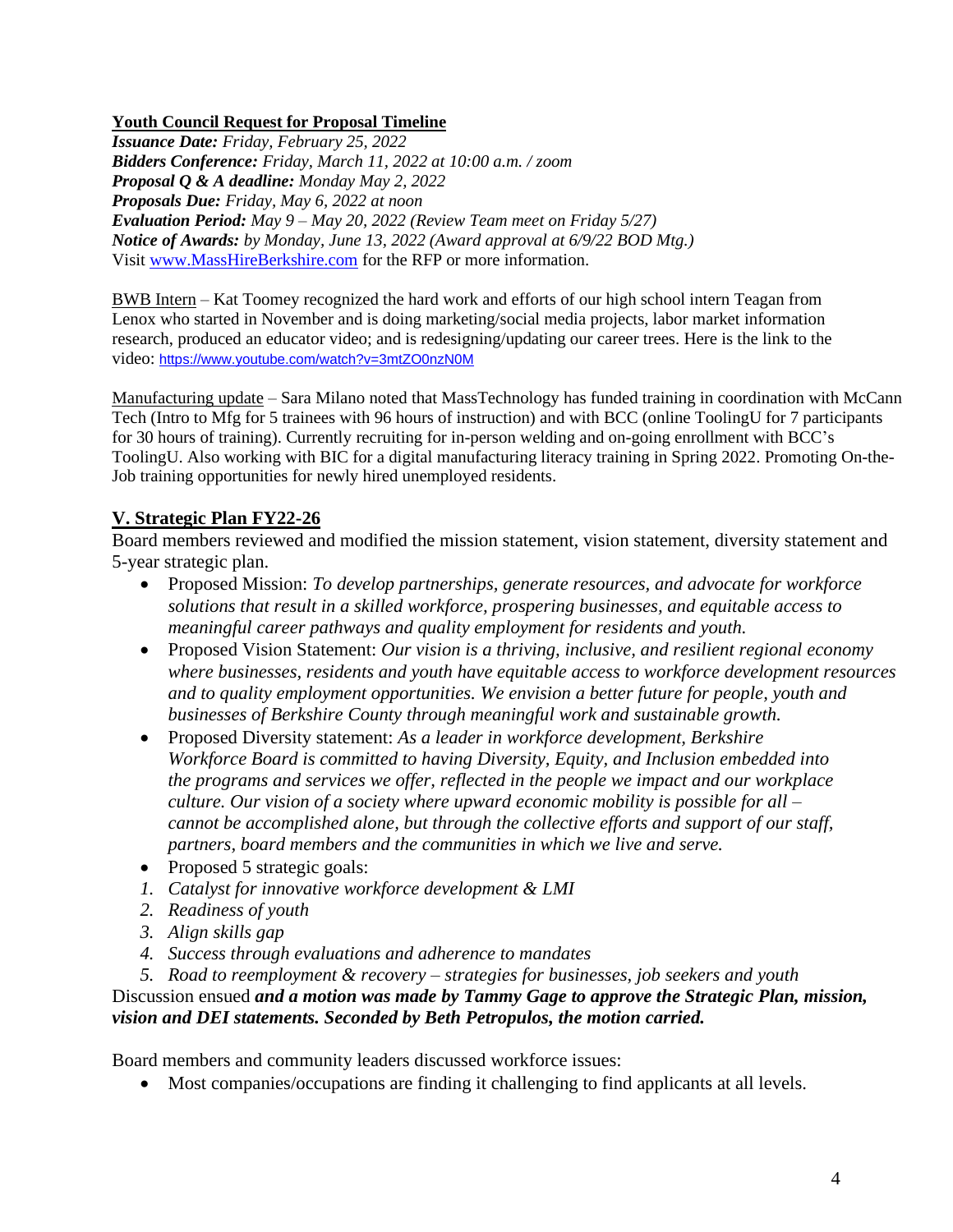**Youth Council Request for Proposal Timeline**

***Issuance Date:*** *Friday, February 25, 2022*
***Bidders Conference:*** *Friday, March 11, 2022 at 10:00 a.m. / zoom*
***Proposal Q & A deadline:*** *Monday May 2, 2022*
***Proposals Due:*** *Friday, May 6, 2022 at noon*
***Evaluation Period:*** *May 9 – May 20, 2022 (Review Team meet on Friday 5/27)*
***Notice of Awards:*** *by Monday, June 13, 2022 (Award approval at 6/9/22 BOD Mtg.)*
Visit [www.MassHireBerkshire.com](http://www.MassHireBerkshire.com) for the RFP or more information.

BWB Intern – Kat Toomey recognized the hard work and efforts of our high school intern Teagan from Lenox who started in November and is doing marketing/social media projects, labor market information research, produced an educator video; and is redesigning/updating our career trees. Here is the link to the video: https://www.youtube.com/watch?v=3mtZO0nzN0M

Manufacturing update – Sara Milano noted that MassTechnology has funded training in coordination with McCann Tech (Intro to Mfg for 5 trainees with 96 hours of instruction) and with BCC (online ToolingU for 7 participants for 30 hours of training). Currently recruiting for in-person welding and on-going enrollment with BCC's ToolingU. Also working with BIC for a digital manufacturing literacy training in Spring 2022. Promoting On-the-Job training opportunities for newly hired unemployed residents.

## V. Strategic Plan FY22-26

Board members reviewed and modified the mission statement, vision statement, diversity statement and 5-year strategic plan.

- Proposed Mission: *To develop partnerships, generate resources, and advocate for workforce solutions that result in a skilled workforce, prospering businesses, and equitable access to meaningful career pathways and quality employment for residents and youth.*
- Proposed Vision Statement: *Our vision is a thriving, inclusive, and resilient regional economy where businesses, residents and youth have equitable access to workforce development resources and to quality employment opportunities. We envision a better future for people, youth and businesses of Berkshire County through meaningful work and sustainable growth.*
- Proposed Diversity statement: *As a leader in workforce development, Berkshire Workforce Board is committed to having Diversity, Equity, and Inclusion embedded into the programs and services we offer, reflected in the people we impact and our workplace culture. Our vision of a society where upward economic mobility is possible for all – cannot be accomplished alone, but through the collective efforts and support of our staff, partners, board members and the communities in which we live and serve.*
- Proposed 5 strategic goals:

1. *Catalyst for innovative workforce development & LMI*
2. *Readiness of youth*
3. *Align skills gap*
4. *Success through evaluations and adherence to mandates*
5. *Road to reemployment & recovery – strategies for businesses, job seekers and youth*

Discussion ensued ***and a motion was made by Tammy Gage to approve the Strategic Plan, mission, vision and DEI statements. Seconded by Beth Petropulos, the motion carried.***

Board members and community leaders discussed workforce issues:

- Most companies/occupations are finding it challenging to find applicants at all levels.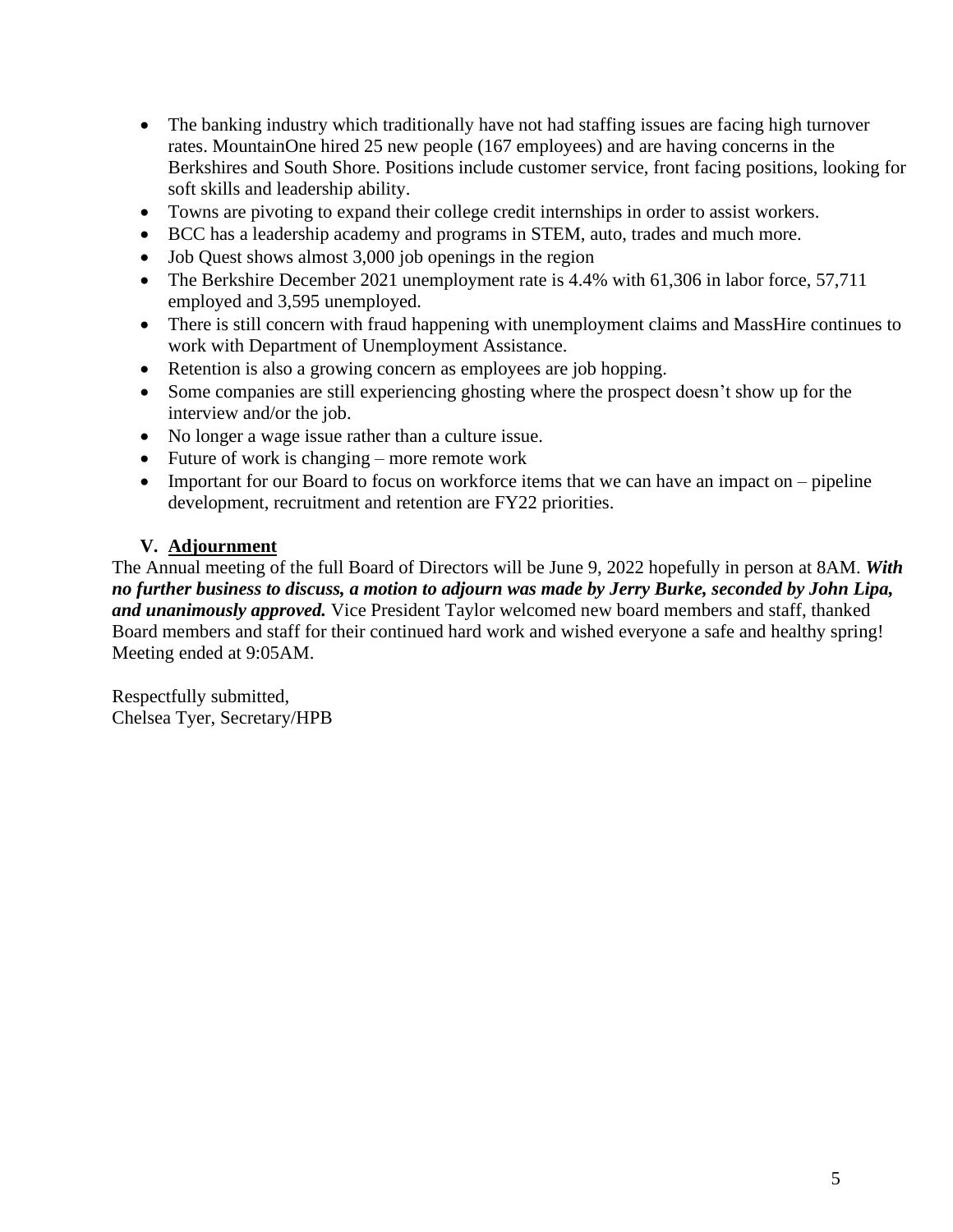- The banking industry which traditionally have not had staffing issues are facing high turnover rates. MountainOne hired 25 new people (167 employees) and are having concerns in the Berkshires and South Shore. Positions include customer service, front facing positions, looking for soft skills and leadership ability.
- Towns are pivoting to expand their college credit internships in order to assist workers.
- BCC has a leadership academy and programs in STEM, auto, trades and much more.
- Job Quest shows almost 3,000 job openings in the region
- The Berkshire December 2021 unemployment rate is 4.4% with 61,306 in labor force, 57,711 employed and 3,595 unemployed.
- There is still concern with fraud happening with unemployment claims and MassHire continues to work with Department of Unemployment Assistance.
- Retention is also a growing concern as employees are job hopping.
- Some companies are still experiencing ghosting where the prospect doesn't show up for the interview and/or the job.
- No longer a wage issue rather than a culture issue.
- Future of work is changing – more remote work
- Important for our Board to focus on workforce items that we can have an impact on – pipeline development, recruitment and retention are FY22 priorities.

## V. Adjournment

The Annual meeting of the full Board of Directors will be June 9, 2022 hopefully in person at 8AM. ***With no further business to discuss, a motion to adjourn was made by Jerry Burke, seconded by John Lipa, and unanimously approved.*** Vice President Taylor welcomed new board members and staff, thanked Board members and staff for their continued hard work and wished everyone a safe and healthy spring! Meeting ended at 9:05AM.

Respectfully submitted,
Chelsea Tyer, Secretary/HPB